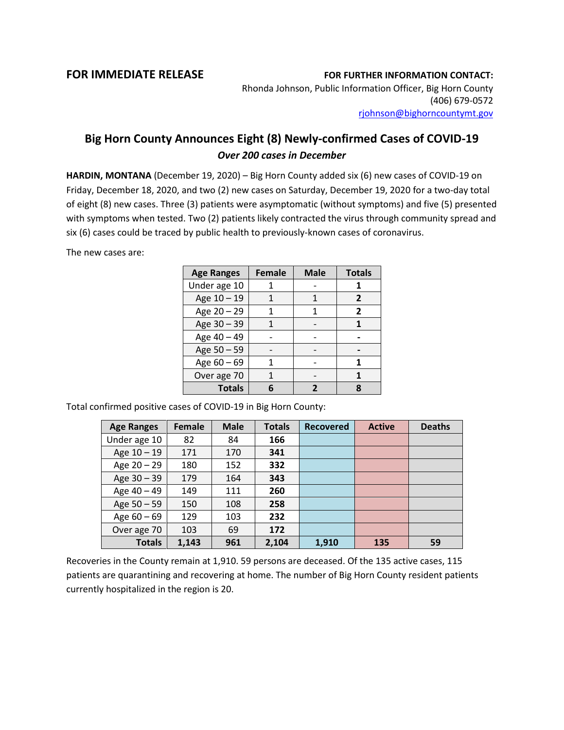**FOR IMMEDIATE RELEASE**

**FOR FURTHER INFORMATION CONTACT:**
Rhonda Johnson, Public Information Officer, Big Horn County
(406) 679-0572
rjohnson@bighorncountymt.gov

# Big Horn County Announces Eight (8) Newly-confirmed Cases of COVID-19

## *Over 200 cases in December*

**HARDIN, MONTANA** (December 19, 2020) – Big Horn County added six (6) new cases of COVID-19 on Friday, December 18, 2020, and two (2) new cases on Saturday, December 19, 2020 for a two-day total of eight (8) new cases. Three (3) patients were asymptomatic (without symptoms) and five (5) presented with symptoms when tested. Two (2) patients likely contracted the virus through community spread and six (6) cases could be traced by public health to previously-known cases of coronavirus.

The new cases are:

| Age Ranges | Female | Male | Totals |
|---|---|---|---|
| Under age 10 | 1 | - | **1** |
| Age 10 – 19 | 1 | 1 | **2** |
| Age 20 – 29 | 1 | 1 | **2** |
| Age 30 – 39 | 1 | - | **1** |
| Age 40 – 49 | - | - | **-** |
| Age 50 – 59 | - | - | **-** |
| Age 60 – 69 | 1 | - | **1** |
| Over age 70 | 1 | - | **1** |
| **Totals** | **6** | **2** | **8** |

Total confirmed positive cases of COVID-19 in Big Horn County:

| Age Ranges | Female | Male | Totals | Recovered | Active | Deaths |
|---|---|---|---|---|---|---|
| Under age 10 | 82 | 84 | **166** | | | |
| Age 10 – 19 | 171 | 170 | **341** | | | |
| Age 20 – 29 | 180 | 152 | **332** | | | |
| Age 30 – 39 | 179 | 164 | **343** | | | |
| Age 40 – 49 | 149 | 111 | **260** | | | |
| Age 50 – 59 | 150 | 108 | **258** | | | |
| Age 60 – 69 | 129 | 103 | **232** | | | |
| Over age 70 | 103 | 69 | **172** | | | |
| **Totals** | **1,143** | **961** | **2,104** | **1,910** | **135** | **59** |

Recoveries in the County remain at 1,910. 59 persons are deceased. Of the 135 active cases, 115 patients are quarantining and recovering at home. The number of Big Horn County resident patients currently hospitalized in the region is 20.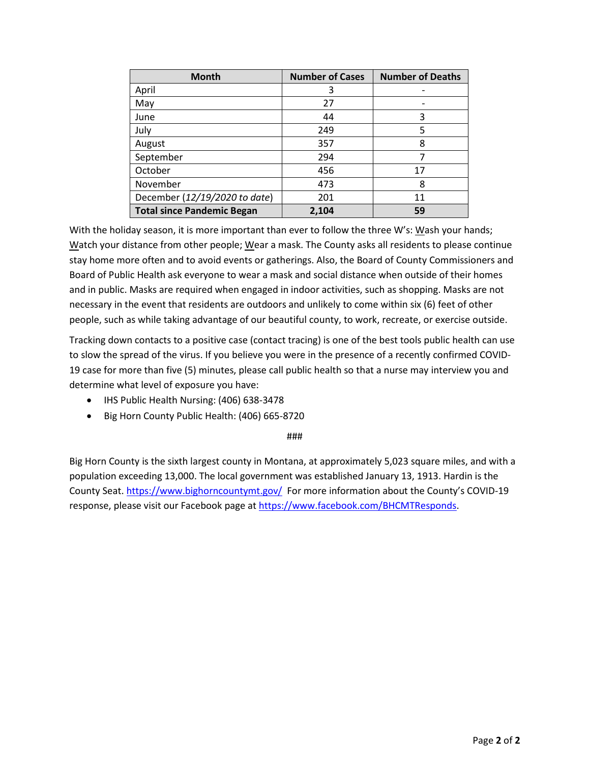| Month | Number of Cases | Number of Deaths |
|---|---|---|
| April | 3 | - |
| May | 27 | - |
| June | 44 | 3 |
| July | 249 | 5 |
| August | 357 | 8 |
| September | 294 | 7 |
| October | 456 | 17 |
| November | 473 | 8 |
| December (*12/19/2020 to date*) | 201 | 11 |
| **Total since Pandemic Began** | **2,104** | **59** |

With the holiday season, it is more important than ever to follow the three W's: Wash your hands; Watch your distance from other people; Wear a mask. The County asks all residents to please continue stay home more often and to avoid events or gatherings. Also, the Board of County Commissioners and Board of Public Health ask everyone to wear a mask and social distance when outside of their homes and in public. Masks are required when engaged in indoor activities, such as shopping. Masks are not necessary in the event that residents are outdoors and unlikely to come within six (6) feet of other people, such as while taking advantage of our beautiful county, to work, recreate, or exercise outside.

Tracking down contacts to a positive case (contact tracing) is one of the best tools public health can use to slow the spread of the virus. If you believe you were in the presence of a recently confirmed COVID-19 case for more than five (5) minutes, please call public health so that a nurse may interview you and determine what level of exposure you have:

- IHS Public Health Nursing: (406) 638-3478
- Big Horn County Public Health: (406) 665-8720

###

Big Horn County is the sixth largest county in Montana, at approximately 5,023 square miles, and with a population exceeding 13,000. The local government was established January 13, 1913. Hardin is the County Seat. https://www.bighorncountymt.gov/ For more information about the County's COVID-19 response, please visit our Facebook page at https://www.facebook.com/BHCMTResponds.